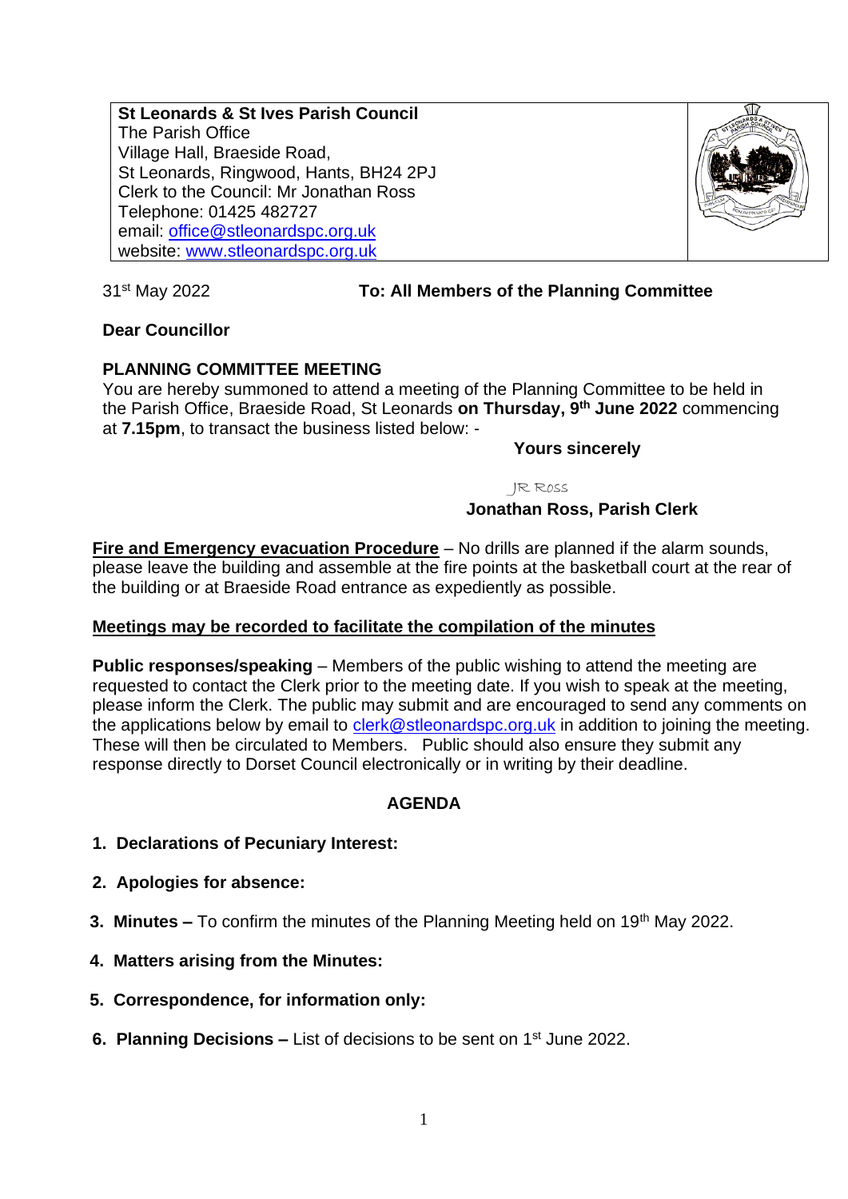**St Leonards & St Ives Parish Council**
The Parish Office
Village Hall, Braeside Road,
St Leonards, Ringwood, Hants, BH24 2PJ
Clerk to the Council: Mr Jonathan Ross
Telephone: 01425 482727
email: office@stleonardspc.org.uk
website: www.stleonardspc.org.uk

31st May 2022 **To: All Members of the Planning Committee**

**Dear Councillor**

**PLANNING COMMITTEE MEETING**

You are hereby summoned to attend a meeting of the Planning Committee to be held in the Parish Office, Braeside Road, St Leonards **on Thursday, 9th June 2022** commencing at **7.15pm**, to transact the business listed below: -

**Yours sincerely**

JR Ross

**Jonathan Ross, Parish Clerk**

**Fire and Emergency evacuation Procedure** – No drills are planned if the alarm sounds, please leave the building and assemble at the fire points at the basketball court at the rear of the building or at Braeside Road entrance as expediently as possible.

**Meetings may be recorded to facilitate the compilation of the minutes**

**Public responses/speaking** – Members of the public wishing to attend the meeting are requested to contact the Clerk prior to the meeting date. If you wish to speak at the meeting, please inform the Clerk. The public may submit and are encouraged to send any comments on the applications below by email to clerk@stleonardspc.org.uk in addition to joining the meeting. These will then be circulated to Members. Public should also ensure they submit any response directly to Dorset Council electronically or in writing by their deadline.

## AGENDA

1. **Declarations of Pecuniary Interest:**
2. **Apologies for absence:**
3. **Minutes –** To confirm the minutes of the Planning Meeting held on 19th May 2022.
4. **Matters arising from the Minutes:**
5. **Correspondence, for information only:**
6. **Planning Decisions –** List of decisions to be sent on 1st June 2022.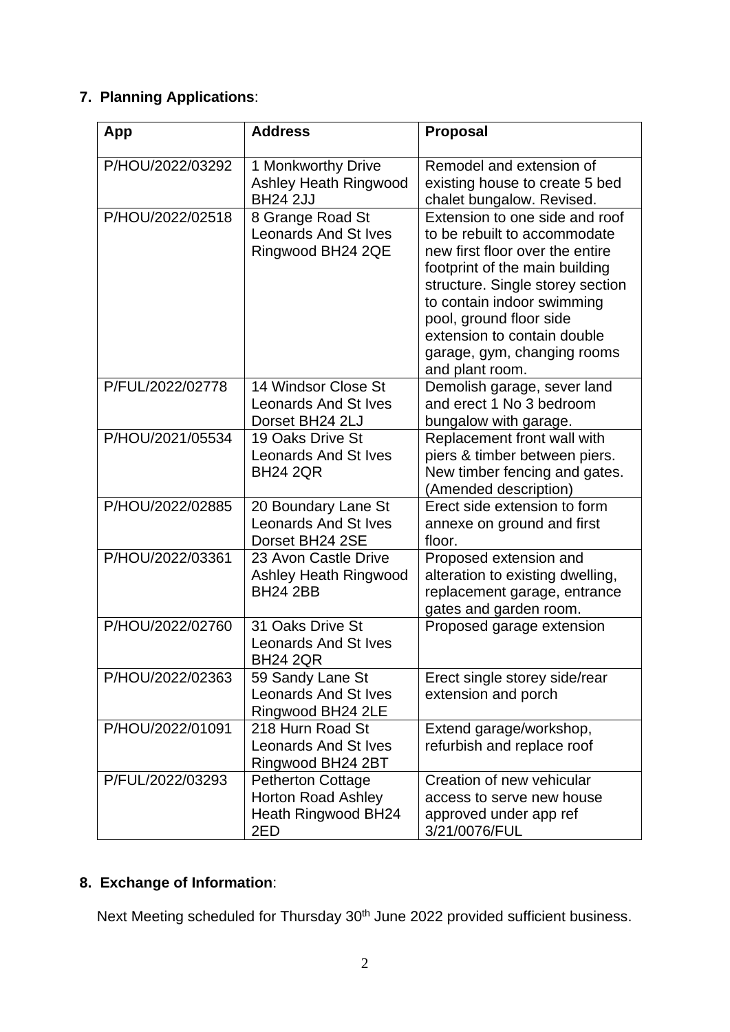7. **Planning Applications**:

| App | Address | Proposal |
|---|---|---|
| P/HOU/2022/03292 | 1 Monkworthy Drive Ashley Heath Ringwood BH24 2JJ | Remodel and extension of existing house to create 5 bed chalet bungalow. Revised. |
| P/HOU/2022/02518 | 8 Grange Road St Leonards And St Ives Ringwood BH24 2QE | Extension to one side and roof to be rebuilt to accommodate new first floor over the entire footprint of the main building structure. Single storey section to contain indoor swimming pool, ground floor side extension to contain double garage, gym, changing rooms and plant room. |
| P/FUL/2022/02778 | 14 Windsor Close St Leonards And St Ives Dorset BH24 2LJ | Demolish garage, sever land and erect 1 No 3 bedroom bungalow with garage. |
| P/HOU/2021/05534 | 19 Oaks Drive St Leonards And St Ives BH24 2QR | Replacement front wall with piers & timber between piers. New timber fencing and gates. (Amended description) |
| P/HOU/2022/02885 | 20 Boundary Lane St Leonards And St Ives Dorset BH24 2SE | Erect side extension to form annexe on ground and first floor. |
| P/HOU/2022/03361 | 23 Avon Castle Drive Ashley Heath Ringwood BH24 2BB | Proposed extension and alteration to existing dwelling, replacement garage, entrance gates and garden room. |
| P/HOU/2022/02760 | 31 Oaks Drive St Leonards And St Ives BH24 2QR | Proposed garage extension |
| P/HOU/2022/02363 | 59 Sandy Lane St Leonards And St Ives Ringwood BH24 2LE | Erect single storey side/rear extension and porch |
| P/HOU/2022/01091 | 218 Hurn Road St Leonards And St Ives Ringwood BH24 2BT | Extend garage/workshop, refurbish and replace roof |
| P/FUL/2022/03293 | Petherton Cottage Horton Road Ashley Heath Ringwood BH24 2ED | Creation of new vehicular access to serve new house approved under app ref 3/21/0076/FUL |

8. **Exchange of Information**:

Next Meeting scheduled for Thursday 30th June 2022 provided sufficient business.